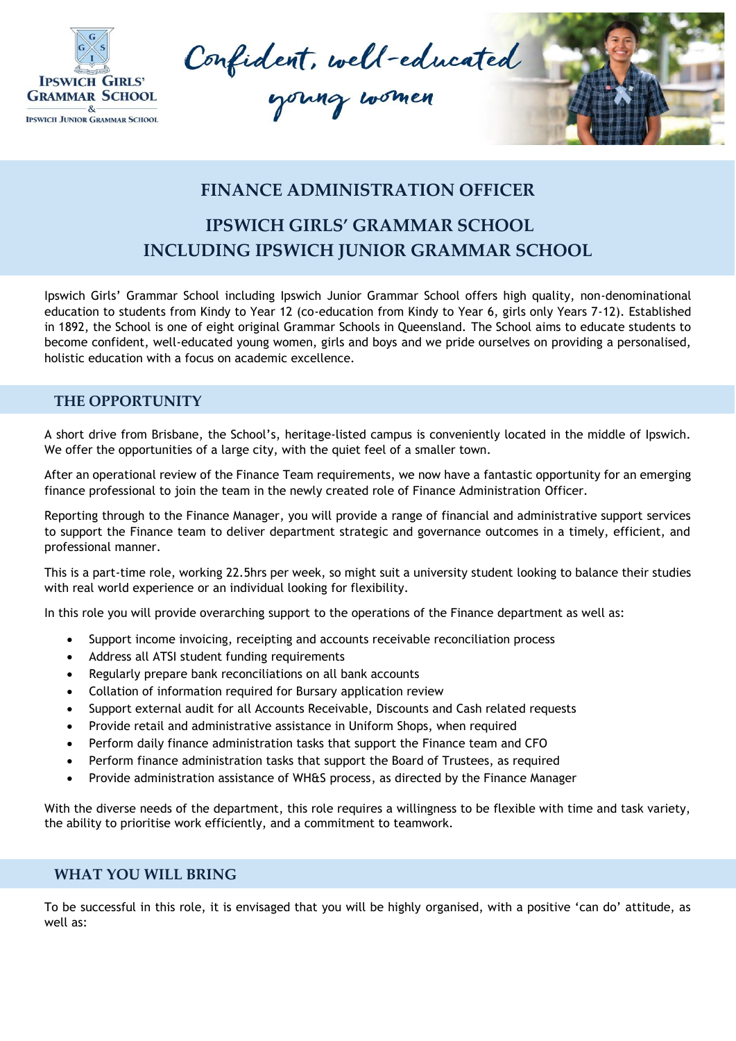Ipswich Girls' Grammar School

Ipswich Junior Grammar School

*Confident, well-educated young women*

# FINANCE ADMINISTRATION OFFICER

# IPSWICH GIRLS' GRAMMAR SCHOOL INCLUDING IPSWICH JUNIOR GRAMMAR SCHOOL

Ipswich Girls' Grammar School including Ipswich Junior Grammar School offers high quality, non-denominational education to students from Kindy to Year 12 (co-education from Kindy to Year 6, girls only Years 7-12). Established in 1892, the School is one of eight original Grammar Schools in Queensland. The School aims to educate students to become confident, well-educated young women, girls and boys and we pride ourselves on providing a personalised, holistic education with a focus on academic excellence.

## THE OPPORTUNITY

A short drive from Brisbane, the School's, heritage-listed campus is conveniently located in the middle of Ipswich. We offer the opportunities of a large city, with the quiet feel of a smaller town.

After an operational review of the Finance Team requirements, we now have a fantastic opportunity for an emerging finance professional to join the team in the newly created role of Finance Administration Officer.

Reporting through to the Finance Manager, you will provide a range of financial and administrative support services to support the Finance team to deliver department strategic and governance outcomes in a timely, efficient, and professional manner.

This is a part-time role, working 22.5hrs per week, so might suit a university student looking to balance their studies with real world experience or an individual looking for flexibility.

In this role you will provide overarching support to the operations of the Finance department as well as:

- Support income invoicing, receipting and accounts receivable reconciliation process
- Address all ATSI student funding requirements
- Regularly prepare bank reconciliations on all bank accounts
- Collation of information required for Bursary application review
- Support external audit for all Accounts Receivable, Discounts and Cash related requests
- Provide retail and administrative assistance in Uniform Shops, when required
- Perform daily finance administration tasks that support the Finance team and CFO
- Perform finance administration tasks that support the Board of Trustees, as required
- Provide administration assistance of WH&S process, as directed by the Finance Manager

With the diverse needs of the department, this role requires a willingness to be flexible with time and task variety, the ability to prioritise work efficiently, and a commitment to teamwork.

## WHAT YOU WILL BRING

To be successful in this role, it is envisaged that you will be highly organised, with a positive 'can do' attitude, as well as: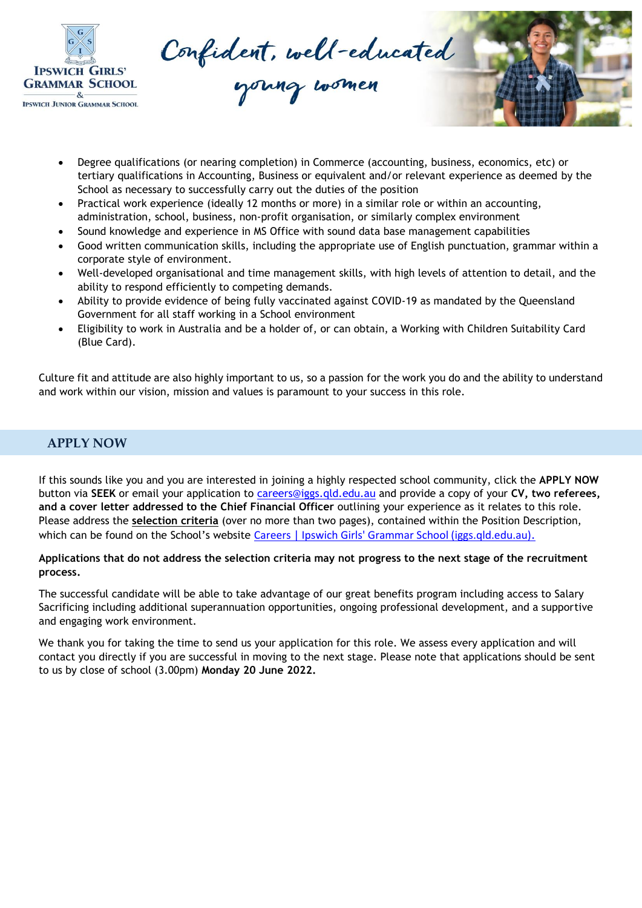- Degree qualifications (or nearing completion) in Commerce (accounting, business, economics, etc) or tertiary qualifications in Accounting, Business or equivalent and/or relevant experience as deemed by the School as necessary to successfully carry out the duties of the position
- Practical work experience (ideally 12 months or more) in a similar role or within an accounting, administration, school, business, non-profit organisation, or similarly complex environment
- Sound knowledge and experience in MS Office with sound data base management capabilities
- Good written communication skills, including the appropriate use of English punctuation, grammar within a corporate style of environment.
- Well-developed organisational and time management skills, with high levels of attention to detail, and the ability to respond efficiently to competing demands.
- Ability to provide evidence of being fully vaccinated against COVID-19 as mandated by the Queensland Government for all staff working in a School environment
- Eligibility to work in Australia and be a holder of, or can obtain, a Working with Children Suitability Card (Blue Card).

Culture fit and attitude are also highly important to us, so a passion for the work you do and the ability to understand and work within our vision, mission and values is paramount to your success in this role.

## APPLY NOW

If this sounds like you and you are interested in joining a highly respected school community, click the **APPLY NOW** button via **SEEK** or email your application to careers@iggs.qld.edu.au and provide a copy of your **CV, two referees, and a cover letter addressed to the Chief Financial Officer** outlining your experience as it relates to this role. Please address the **selection criteria** (over no more than two pages), contained within the Position Description, which can be found on the School's website Careers | Ipswich Girls' Grammar School (iggs.qld.edu.au).

**Applications that do not address the selection criteria may not progress to the next stage of the recruitment process.**

The successful candidate will be able to take advantage of our great benefits program including access to Salary Sacrificing including additional superannuation opportunities, ongoing professional development, and a supportive and engaging work environment.

We thank you for taking the time to send us your application for this role. We assess every application and will contact you directly if you are successful in moving to the next stage. Please note that applications should be sent to us by close of school (3.00pm) **Monday 20 June 2022.**